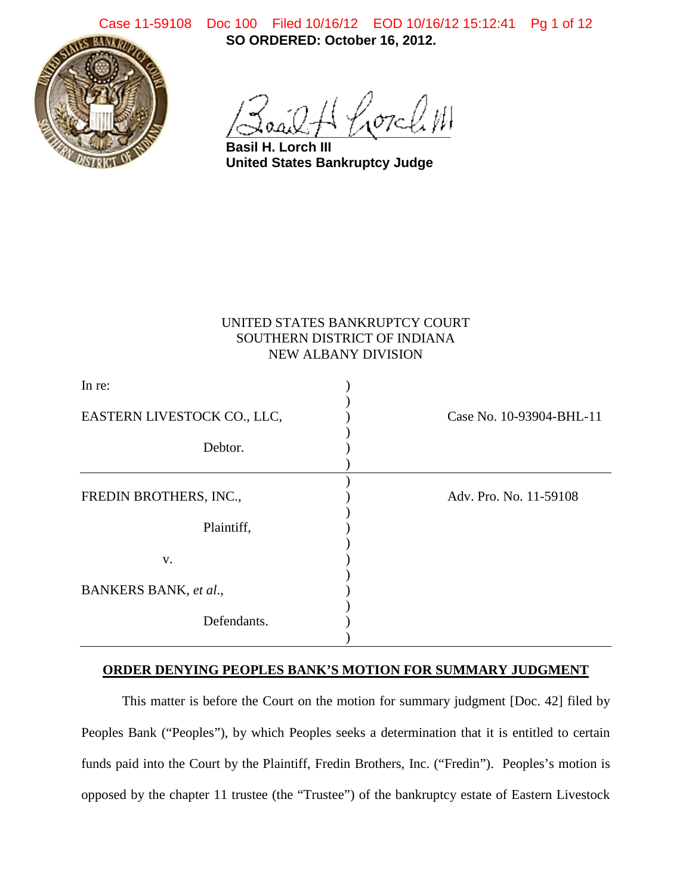**SO ORDERED: October 16, 2012.**

**Basil H. Lorch III**
**United States Bankruptcy Judge**

UNITED STATES BANKRUPTCY COURT
SOUTHERN DISTRICT OF INDIANA
NEW ALBANY DIVISION

| | | |
|---|---|---|
| In re: | ) | |
| EASTERN LIVESTOCK CO., LLC, | ) | Case No. 10-93904-BHL-11 |
| Debtor. | ) | |
| FREDIN BROTHERS, INC., | ) | Adv. Pro. No. 11-59108 |
| Plaintiff, | ) | |
| v. | ) | |
| BANKERS BANK, *et al.*, | ) | |
| Defendants. | ) | |

**ORDER DENYING PEOPLES BANK'S MOTION FOR SUMMARY JUDGMENT**

This matter is before the Court on the motion for summary judgment [Doc. 42] filed by Peoples Bank ("Peoples"), by which Peoples seeks a determination that it is entitled to certain funds paid into the Court by the Plaintiff, Fredin Brothers, Inc. ("Fredin"). Peoples's motion is opposed by the chapter 11 trustee (the "Trustee") of the bankruptcy estate of Eastern Livestock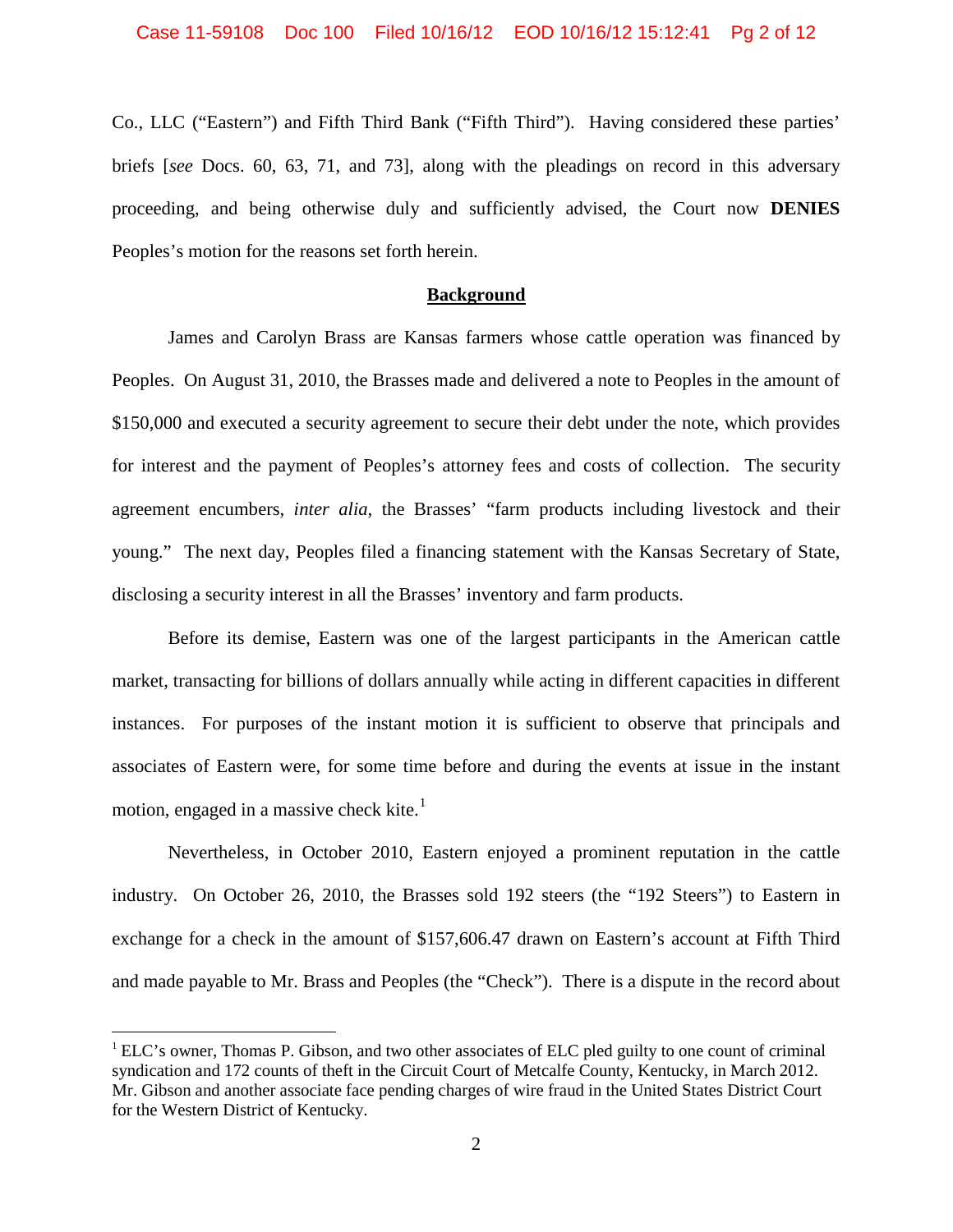Co., LLC ("Eastern") and Fifth Third Bank ("Fifth Third"). Having considered these parties' briefs [*see* Docs. 60, 63, 71, and 73], along with the pleadings on record in this adversary proceeding, and being otherwise duly and sufficiently advised, the Court now **DENIES** Peoples's motion for the reasons set forth herein.

## Background

James and Carolyn Brass are Kansas farmers whose cattle operation was financed by Peoples. On August 31, 2010, the Brasses made and delivered a note to Peoples in the amount of $150,000 and executed a security agreement to secure their debt under the note, which provides for interest and the payment of Peoples's attorney fees and costs of collection. The security agreement encumbers, *inter alia*, the Brasses' "farm products including livestock and their young." The next day, Peoples filed a financing statement with the Kansas Secretary of State, disclosing a security interest in all the Brasses' inventory and farm products.

Before its demise, Eastern was one of the largest participants in the American cattle market, transacting for billions of dollars annually while acting in different capacities in different instances. For purposes of the instant motion it is sufficient to observe that principals and associates of Eastern were, for some time before and during the events at issue in the instant motion, engaged in a massive check kite.[1]

Nevertheless, in October 2010, Eastern enjoyed a prominent reputation in the cattle industry. On October 26, 2010, the Brasses sold 192 steers (the "192 Steers") to Eastern in exchange for a check in the amount of $157,606.47 drawn on Eastern's account at Fifth Third and made payable to Mr. Brass and Peoples (the "Check"). There is a dispute in the record about

---

[1] ELC's owner, Thomas P. Gibson, and two other associates of ELC pled guilty to one count of criminal syndication and 172 counts of theft in the Circuit Court of Metcalfe County, Kentucky, in March 2012. Mr. Gibson and another associate face pending charges of wire fraud in the United States District Court for the Western District of Kentucky.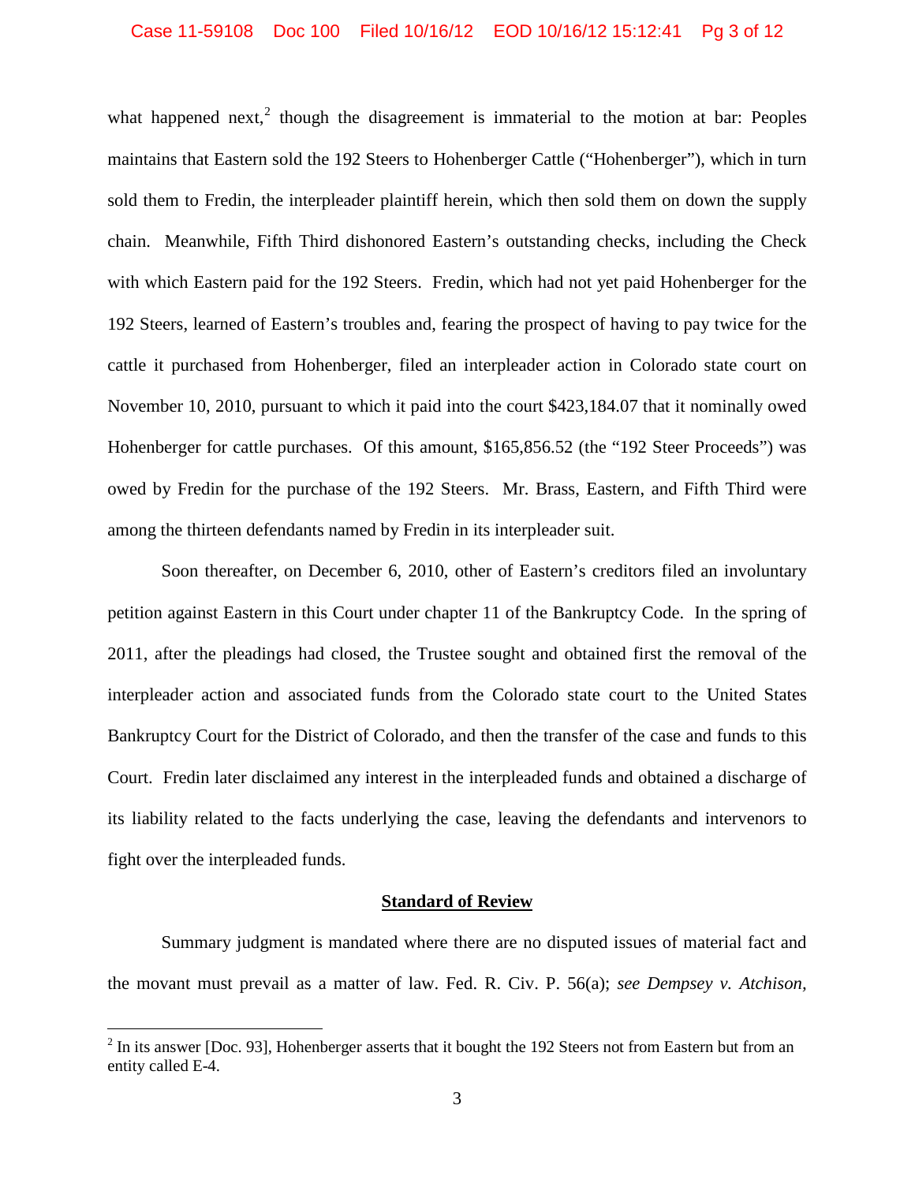what happened next,[2] though the disagreement is immaterial to the motion at bar: Peoples maintains that Eastern sold the 192 Steers to Hohenberger Cattle ("Hohenberger"), which in turn sold them to Fredin, the interpleader plaintiff herein, which then sold them on down the supply chain. Meanwhile, Fifth Third dishonored Eastern's outstanding checks, including the Check with which Eastern paid for the 192 Steers. Fredin, which had not yet paid Hohenberger for the 192 Steers, learned of Eastern's troubles and, fearing the prospect of having to pay twice for the cattle it purchased from Hohenberger, filed an interpleader action in Colorado state court on November 10, 2010, pursuant to which it paid into the court $423,184.07 that it nominally owed Hohenberger for cattle purchases. Of this amount, $165,856.52 (the "192 Steer Proceeds") was owed by Fredin for the purchase of the 192 Steers. Mr. Brass, Eastern, and Fifth Third were among the thirteen defendants named by Fredin in its interpleader suit.

Soon thereafter, on December 6, 2010, other of Eastern's creditors filed an involuntary petition against Eastern in this Court under chapter 11 of the Bankruptcy Code. In the spring of 2011, after the pleadings had closed, the Trustee sought and obtained first the removal of the interpleader action and associated funds from the Colorado state court to the United States Bankruptcy Court for the District of Colorado, and then the transfer of the case and funds to this Court. Fredin later disclaimed any interest in the interpleaded funds and obtained a discharge of its liability related to the facts underlying the case, leaving the defendants and intervenors to fight over the interpleaded funds.

## Standard of Review

Summary judgment is mandated where there are no disputed issues of material fact and the movant must prevail as a matter of law. Fed. R. Civ. P. 56(a); *see Dempsey v. Atchison,*

[2] In its answer [Doc. 93], Hohenberger asserts that it bought the 192 Steers not from Eastern but from an entity called E-4.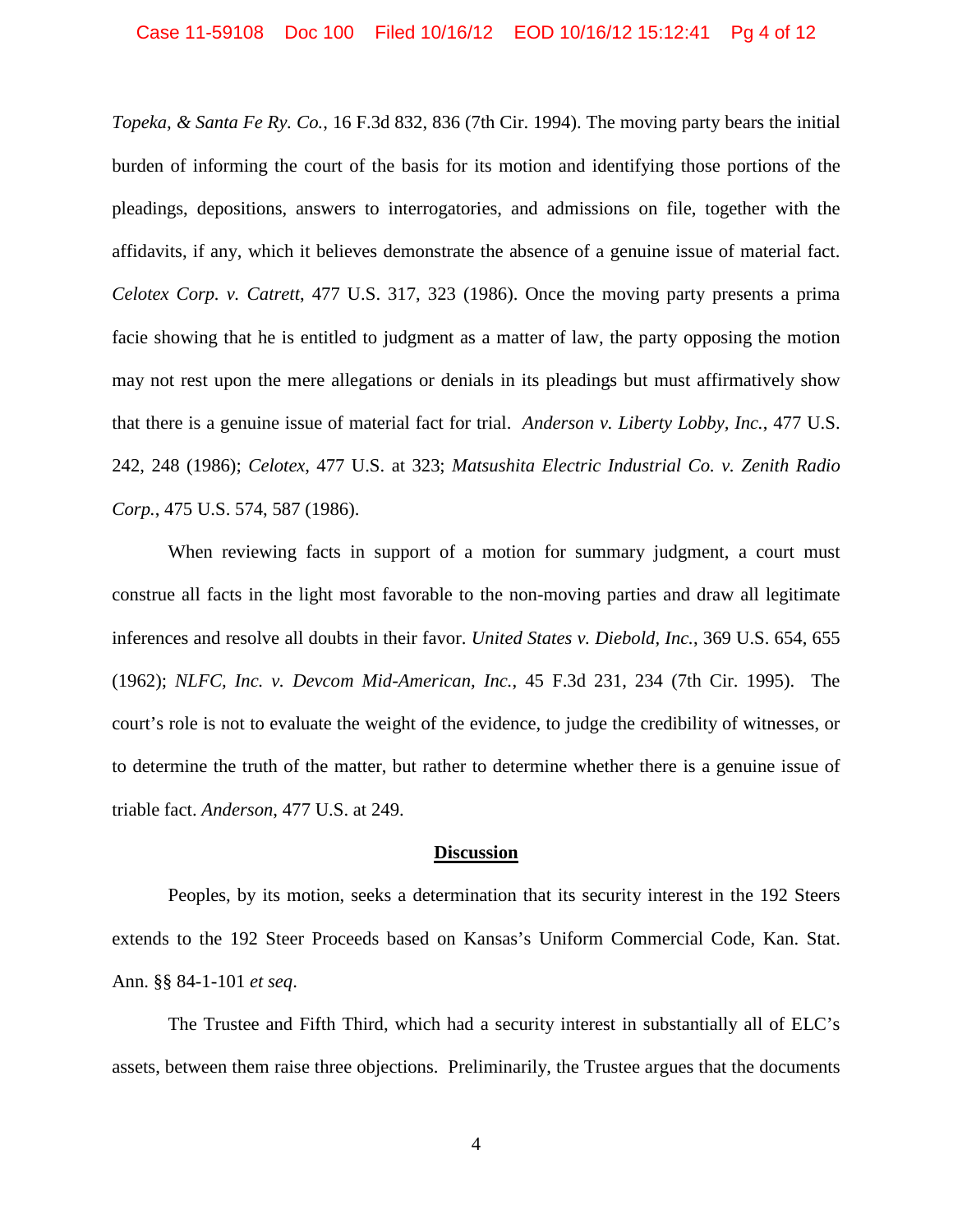*Topeka, & Santa Fe Ry. Co.*, 16 F.3d 832, 836 (7th Cir. 1994). The moving party bears the initial burden of informing the court of the basis for its motion and identifying those portions of the pleadings, depositions, answers to interrogatories, and admissions on file, together with the affidavits, if any, which it believes demonstrate the absence of a genuine issue of material fact. *Celotex Corp. v. Catrett,* 477 U.S. 317, 323 (1986). Once the moving party presents a prima facie showing that he is entitled to judgment as a matter of law, the party opposing the motion may not rest upon the mere allegations or denials in its pleadings but must affirmatively show that there is a genuine issue of material fact for trial. *Anderson v. Liberty Lobby, Inc.*, 477 U.S. 242, 248 (1986); *Celotex,* 477 U.S. at 323; *Matsushita Electric Industrial Co. v. Zenith Radio Corp.*, 475 U.S. 574, 587 (1986).

When reviewing facts in support of a motion for summary judgment, a court must construe all facts in the light most favorable to the non-moving parties and draw all legitimate inferences and resolve all doubts in their favor. *United States v. Diebold, Inc.*, 369 U.S. 654, 655 (1962); *NLFC, Inc. v. Devcom Mid-American, Inc.*, 45 F.3d 231, 234 (7th Cir. 1995). The court's role is not to evaluate the weight of the evidence, to judge the credibility of witnesses, or to determine the truth of the matter, but rather to determine whether there is a genuine issue of triable fact. *Anderson*, 477 U.S. at 249.

## Discussion

Peoples, by its motion, seeks a determination that its security interest in the 192 Steers extends to the 192 Steer Proceeds based on Kansas's Uniform Commercial Code, Kan. Stat. Ann. §§ 84-1-101 *et seq*.

The Trustee and Fifth Third, which had a security interest in substantially all of ELC's assets, between them raise three objections. Preliminarily, the Trustee argues that the documents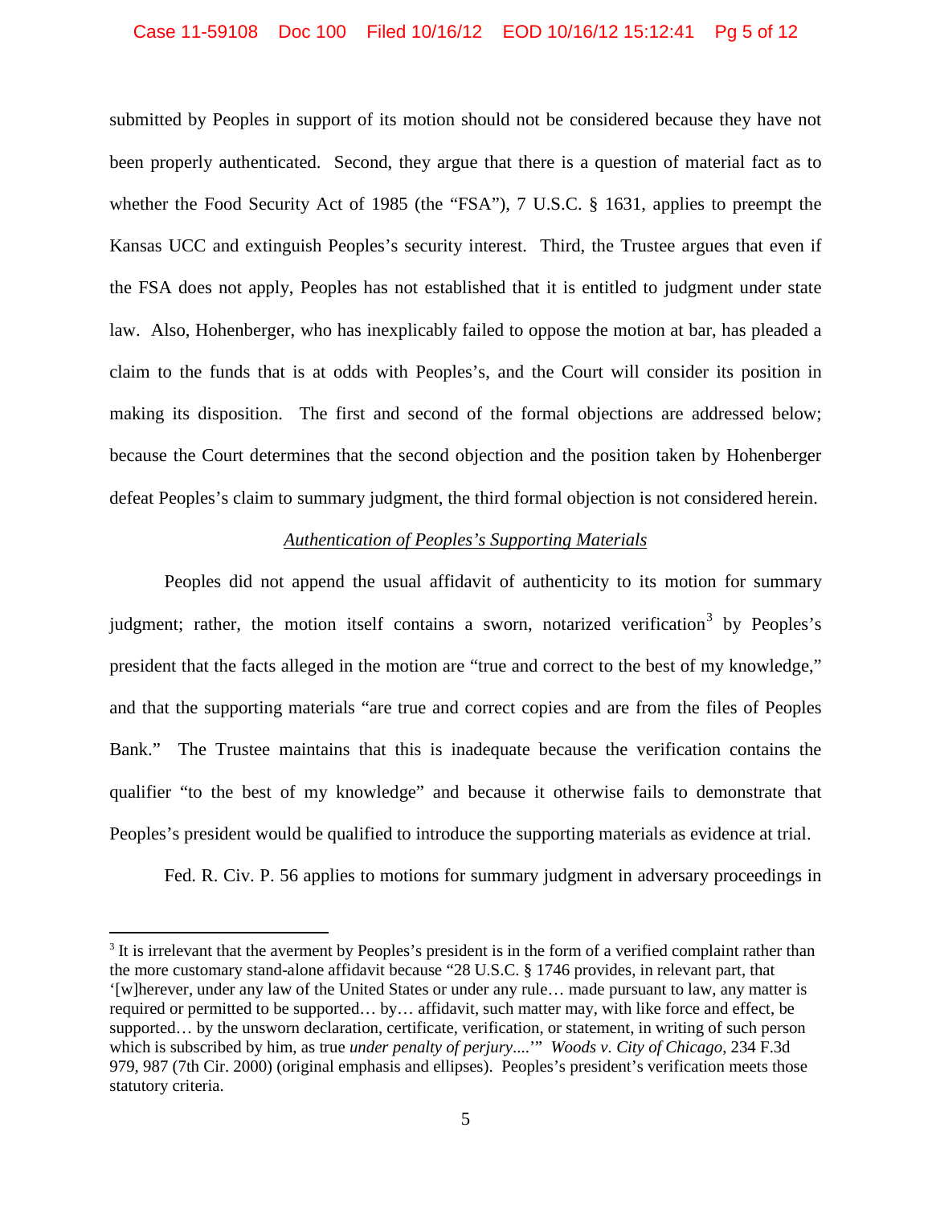submitted by Peoples in support of its motion should not be considered because they have not been properly authenticated. Second, they argue that there is a question of material fact as to whether the Food Security Act of 1985 (the "FSA"), 7 U.S.C. § 1631, applies to preempt the Kansas UCC and extinguish Peoples's security interest. Third, the Trustee argues that even if the FSA does not apply, Peoples has not established that it is entitled to judgment under state law. Also, Hohenberger, who has inexplicably failed to oppose the motion at bar, has pleaded a claim to the funds that is at odds with Peoples's, and the Court will consider its position in making its disposition. The first and second of the formal objections are addressed below; because the Court determines that the second objection and the position taken by Hohenberger defeat Peoples's claim to summary judgment, the third formal objection is not considered herein.

*Authentication of Peoples's Supporting Materials*

Peoples did not append the usual affidavit of authenticity to its motion for summary judgment; rather, the motion itself contains a sworn, notarized verification[3] by Peoples's president that the facts alleged in the motion are "true and correct to the best of my knowledge," and that the supporting materials "are true and correct copies and are from the files of Peoples Bank." The Trustee maintains that this is inadequate because the verification contains the qualifier "to the best of my knowledge" and because it otherwise fails to demonstrate that Peoples's president would be qualified to introduce the supporting materials as evidence at trial.

Fed. R. Civ. P. 56 applies to motions for summary judgment in adversary proceedings in

---

[3] It is irrelevant that the averment by Peoples's president is in the form of a verified complaint rather than the more customary stand-alone affidavit because "28 U.S.C. § 1746 provides, in relevant part, that '[w]herever, under any law of the United States or under any rule… made pursuant to law, any matter is required or permitted to be supported… by… affidavit, such matter may, with like force and effect, be supported… by the unsworn declaration, certificate, verification, or statement, in writing of such person which is subscribed by him, as true *under penalty of perjury*....'" *Woods v. City of Chicago*, 234 F.3d 979, 987 (7th Cir. 2000) (original emphasis and ellipses). Peoples's president's verification meets those statutory criteria.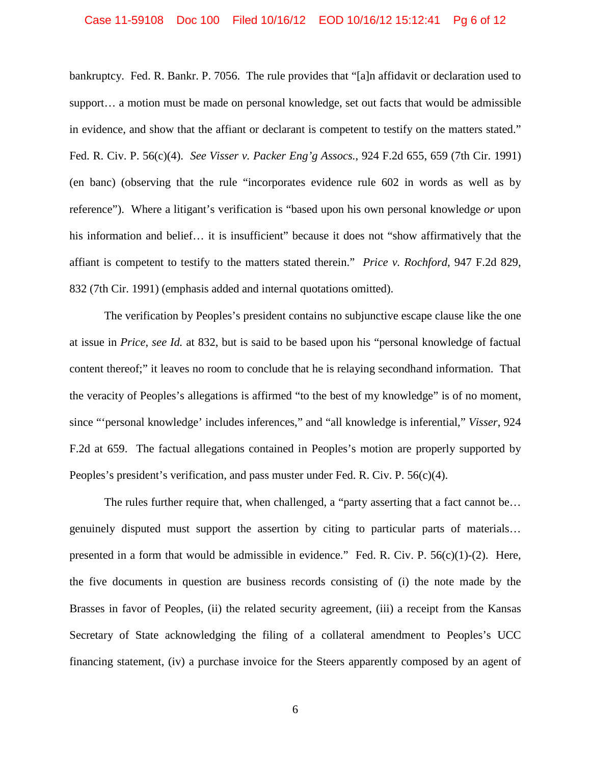bankruptcy. Fed. R. Bankr. P. 7056. The rule provides that "[a]n affidavit or declaration used to support… a motion must be made on personal knowledge, set out facts that would be admissible in evidence, and show that the affiant or declarant is competent to testify on the matters stated." Fed. R. Civ. P. 56(c)(4). *See Visser v. Packer Eng'g Assocs.*, 924 F.2d 655, 659 (7th Cir. 1991) (en banc) (observing that the rule "incorporates evidence rule 602 in words as well as by reference"). Where a litigant's verification is "based upon his own personal knowledge *or* upon his information and belief… it is insufficient" because it does not "show affirmatively that the affiant is competent to testify to the matters stated therein." *Price v. Rochford*, 947 F.2d 829, 832 (7th Cir. 1991) (emphasis added and internal quotations omitted).

The verification by Peoples's president contains no subjunctive escape clause like the one at issue in *Price*, *see Id.* at 832, but is said to be based upon his "personal knowledge of factual content thereof;" it leaves no room to conclude that he is relaying secondhand information. That the veracity of Peoples's allegations is affirmed "to the best of my knowledge" is of no moment, since "'personal knowledge' includes inferences," and "all knowledge is inferential," *Visser*, 924 F.2d at 659. The factual allegations contained in Peoples's motion are properly supported by Peoples's president's verification, and pass muster under Fed. R. Civ. P. 56(c)(4).

The rules further require that, when challenged, a "party asserting that a fact cannot be… genuinely disputed must support the assertion by citing to particular parts of materials… presented in a form that would be admissible in evidence." Fed. R. Civ. P. 56(c)(1)-(2). Here, the five documents in question are business records consisting of (i) the note made by the Brasses in favor of Peoples, (ii) the related security agreement, (iii) a receipt from the Kansas Secretary of State acknowledging the filing of a collateral amendment to Peoples's UCC financing statement, (iv) a purchase invoice for the Steers apparently composed by an agent of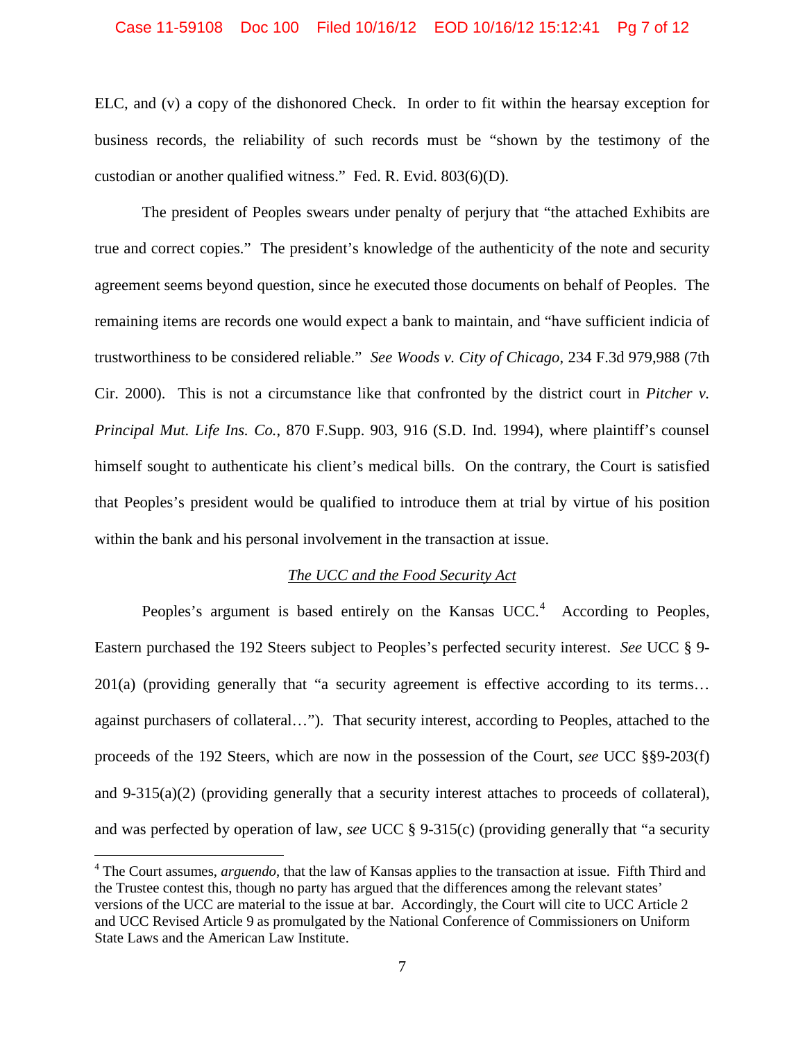ELC, and (v) a copy of the dishonored Check. In order to fit within the hearsay exception for business records, the reliability of such records must be "shown by the testimony of the custodian or another qualified witness." Fed. R. Evid. 803(6)(D).

The president of Peoples swears under penalty of perjury that "the attached Exhibits are true and correct copies." The president's knowledge of the authenticity of the note and security agreement seems beyond question, since he executed those documents on behalf of Peoples. The remaining items are records one would expect a bank to maintain, and "have sufficient indicia of trustworthiness to be considered reliable." *See Woods v. City of Chicago*, 234 F.3d 979,988 (7th Cir. 2000). This is not a circumstance like that confronted by the district court in *Pitcher v. Principal Mut. Life Ins. Co.*, 870 F.Supp. 903, 916 (S.D. Ind. 1994), where plaintiff's counsel himself sought to authenticate his client's medical bills. On the contrary, the Court is satisfied that Peoples's president would be qualified to introduce them at trial by virtue of his position within the bank and his personal involvement in the transaction at issue.

<u>*The UCC and the Food Security Act*</u>

Peoples's argument is based entirely on the Kansas UCC.[4] According to Peoples, Eastern purchased the 192 Steers subject to Peoples's perfected security interest. *See* UCC § 9-201(a) (providing generally that "a security agreement is effective according to its terms… against purchasers of collateral…"). That security interest, according to Peoples, attached to the proceeds of the 192 Steers, which are now in the possession of the Court, *see* UCC §§9-203(f) and 9-315(a)(2) (providing generally that a security interest attaches to proceeds of collateral), and was perfected by operation of law, *see* UCC § 9-315(c) (providing generally that "a security

[4] The Court assumes, *arguendo*, that the law of Kansas applies to the transaction at issue. Fifth Third and the Trustee contest this, though no party has argued that the differences among the relevant states' versions of the UCC are material to the issue at bar. Accordingly, the Court will cite to UCC Article 2 and UCC Revised Article 9 as promulgated by the National Conference of Commissioners on Uniform State Laws and the American Law Institute.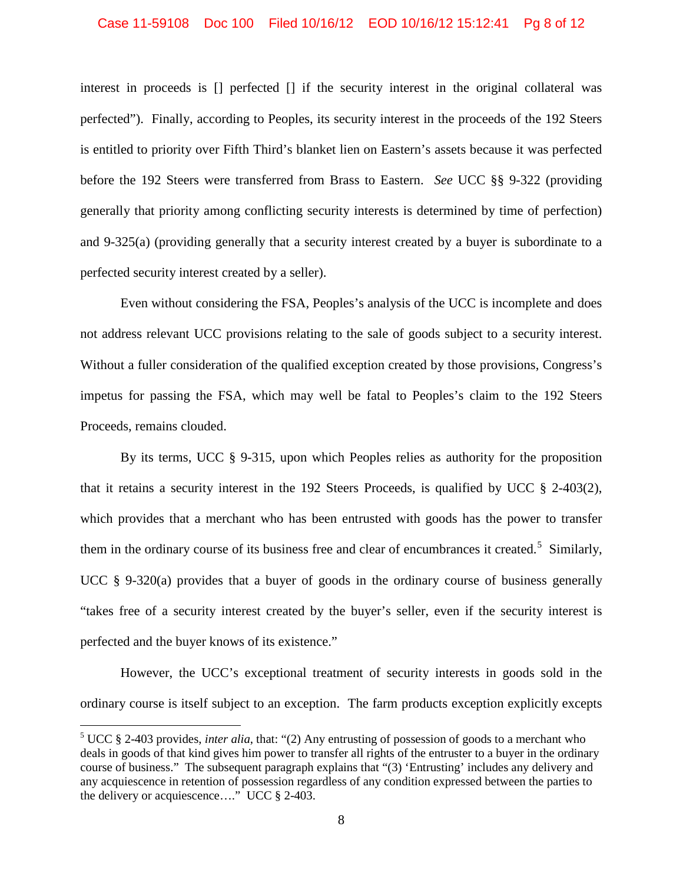interest in proceeds is [] perfected [] if the security interest in the original collateral was perfected"). Finally, according to Peoples, its security interest in the proceeds of the 192 Steers is entitled to priority over Fifth Third's blanket lien on Eastern's assets because it was perfected before the 192 Steers were transferred from Brass to Eastern. *See* UCC §§ 9-322 (providing generally that priority among conflicting security interests is determined by time of perfection) and 9-325(a) (providing generally that a security interest created by a buyer is subordinate to a perfected security interest created by a seller).

Even without considering the FSA, Peoples's analysis of the UCC is incomplete and does not address relevant UCC provisions relating to the sale of goods subject to a security interest. Without a fuller consideration of the qualified exception created by those provisions, Congress's impetus for passing the FSA, which may well be fatal to Peoples's claim to the 192 Steers Proceeds, remains clouded.

By its terms, UCC § 9-315, upon which Peoples relies as authority for the proposition that it retains a security interest in the 192 Steers Proceeds, is qualified by UCC § 2-403(2), which provides that a merchant who has been entrusted with goods has the power to transfer them in the ordinary course of its business free and clear of encumbrances it created.[5] Similarly, UCC § 9-320(a) provides that a buyer of goods in the ordinary course of business generally "takes free of a security interest created by the buyer's seller, even if the security interest is perfected and the buyer knows of its existence."

However, the UCC's exceptional treatment of security interests in goods sold in the ordinary course is itself subject to an exception. The farm products exception explicitly excepts

[5] UCC § 2-403 provides, *inter alia*, that: "(2) Any entrusting of possession of goods to a merchant who deals in goods of that kind gives him power to transfer all rights of the entruster to a buyer in the ordinary course of business." The subsequent paragraph explains that "(3) 'Entrusting' includes any delivery and any acquiescence in retention of possession regardless of any condition expressed between the parties to the delivery or acquiescence…." UCC § 2-403.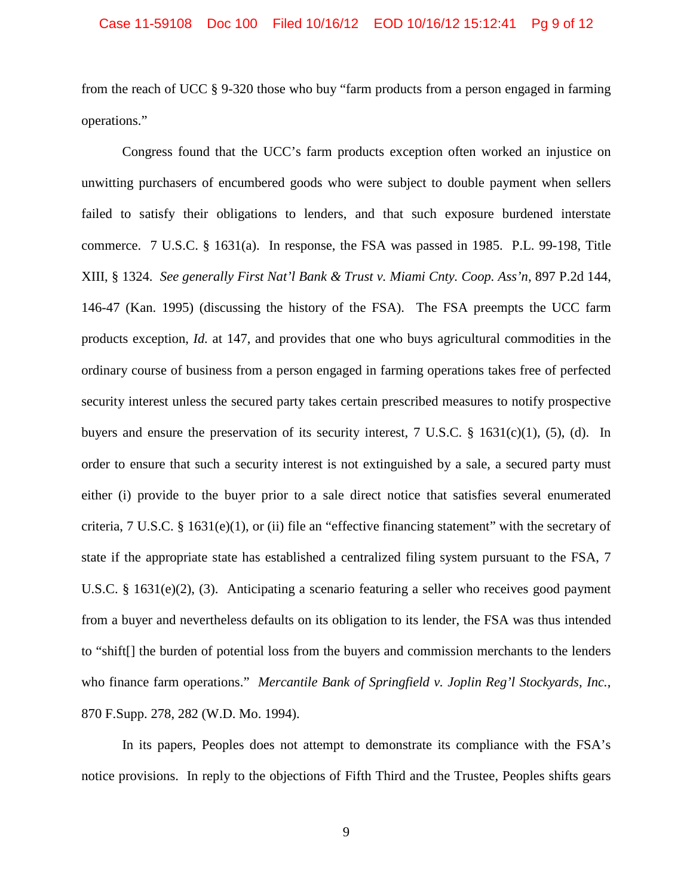from the reach of UCC § 9-320 those who buy "farm products from a person engaged in farming operations."

Congress found that the UCC's farm products exception often worked an injustice on unwitting purchasers of encumbered goods who were subject to double payment when sellers failed to satisfy their obligations to lenders, and that such exposure burdened interstate commerce. 7 U.S.C. § 1631(a). In response, the FSA was passed in 1985. P.L. 99-198, Title XIII, § 1324. *See generally First Nat'l Bank & Trust v. Miami Cnty. Coop. Ass'n*, 897 P.2d 144, 146-47 (Kan. 1995) (discussing the history of the FSA). The FSA preempts the UCC farm products exception, *Id.* at 147, and provides that one who buys agricultural commodities in the ordinary course of business from a person engaged in farming operations takes free of perfected security interest unless the secured party takes certain prescribed measures to notify prospective buyers and ensure the preservation of its security interest, 7 U.S.C. § 1631(c)(1), (5), (d). In order to ensure that such a security interest is not extinguished by a sale, a secured party must either (i) provide to the buyer prior to a sale direct notice that satisfies several enumerated criteria, 7 U.S.C. § 1631(e)(1), or (ii) file an "effective financing statement" with the secretary of state if the appropriate state has established a centralized filing system pursuant to the FSA, 7 U.S.C. § 1631(e)(2), (3). Anticipating a scenario featuring a seller who receives good payment from a buyer and nevertheless defaults on its obligation to its lender, the FSA was thus intended to "shift[] the burden of potential loss from the buyers and commission merchants to the lenders who finance farm operations." *Mercantile Bank of Springfield v. Joplin Reg'l Stockyards, Inc.*, 870 F.Supp. 278, 282 (W.D. Mo. 1994).

In its papers, Peoples does not attempt to demonstrate its compliance with the FSA's notice provisions. In reply to the objections of Fifth Third and the Trustee, Peoples shifts gears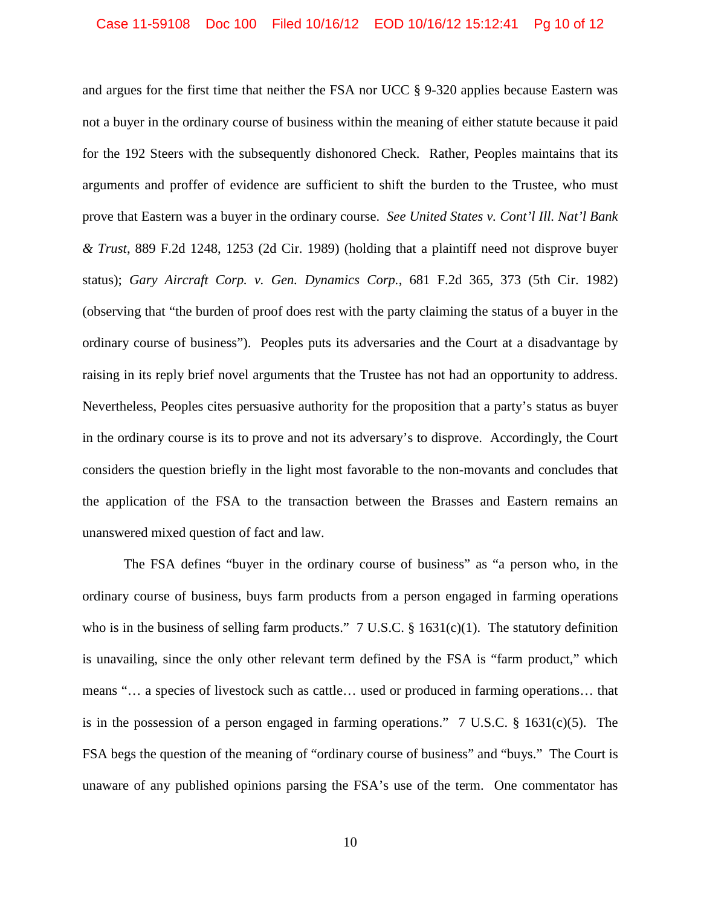and argues for the first time that neither the FSA nor UCC § 9-320 applies because Eastern was not a buyer in the ordinary course of business within the meaning of either statute because it paid for the 192 Steers with the subsequently dishonored Check. Rather, Peoples maintains that its arguments and proffer of evidence are sufficient to shift the burden to the Trustee, who must prove that Eastern was a buyer in the ordinary course. *See United States v. Cont'l Ill. Nat'l Bank & Trust*, 889 F.2d 1248, 1253 (2d Cir. 1989) (holding that a plaintiff need not disprove buyer status); *Gary Aircraft Corp. v. Gen. Dynamics Corp.*, 681 F.2d 365, 373 (5th Cir. 1982) (observing that "the burden of proof does rest with the party claiming the status of a buyer in the ordinary course of business"). Peoples puts its adversaries and the Court at a disadvantage by raising in its reply brief novel arguments that the Trustee has not had an opportunity to address. Nevertheless, Peoples cites persuasive authority for the proposition that a party's status as buyer in the ordinary course is its to prove and not its adversary's to disprove. Accordingly, the Court considers the question briefly in the light most favorable to the non-movants and concludes that the application of the FSA to the transaction between the Brasses and Eastern remains an unanswered mixed question of fact and law.

The FSA defines "buyer in the ordinary course of business" as "a person who, in the ordinary course of business, buys farm products from a person engaged in farming operations who is in the business of selling farm products." 7 U.S.C. § 1631(c)(1). The statutory definition is unavailing, since the only other relevant term defined by the FSA is "farm product," which means "… a species of livestock such as cattle… used or produced in farming operations… that is in the possession of a person engaged in farming operations." 7 U.S.C. § 1631(c)(5). The FSA begs the question of the meaning of "ordinary course of business" and "buys." The Court is unaware of any published opinions parsing the FSA's use of the term. One commentator has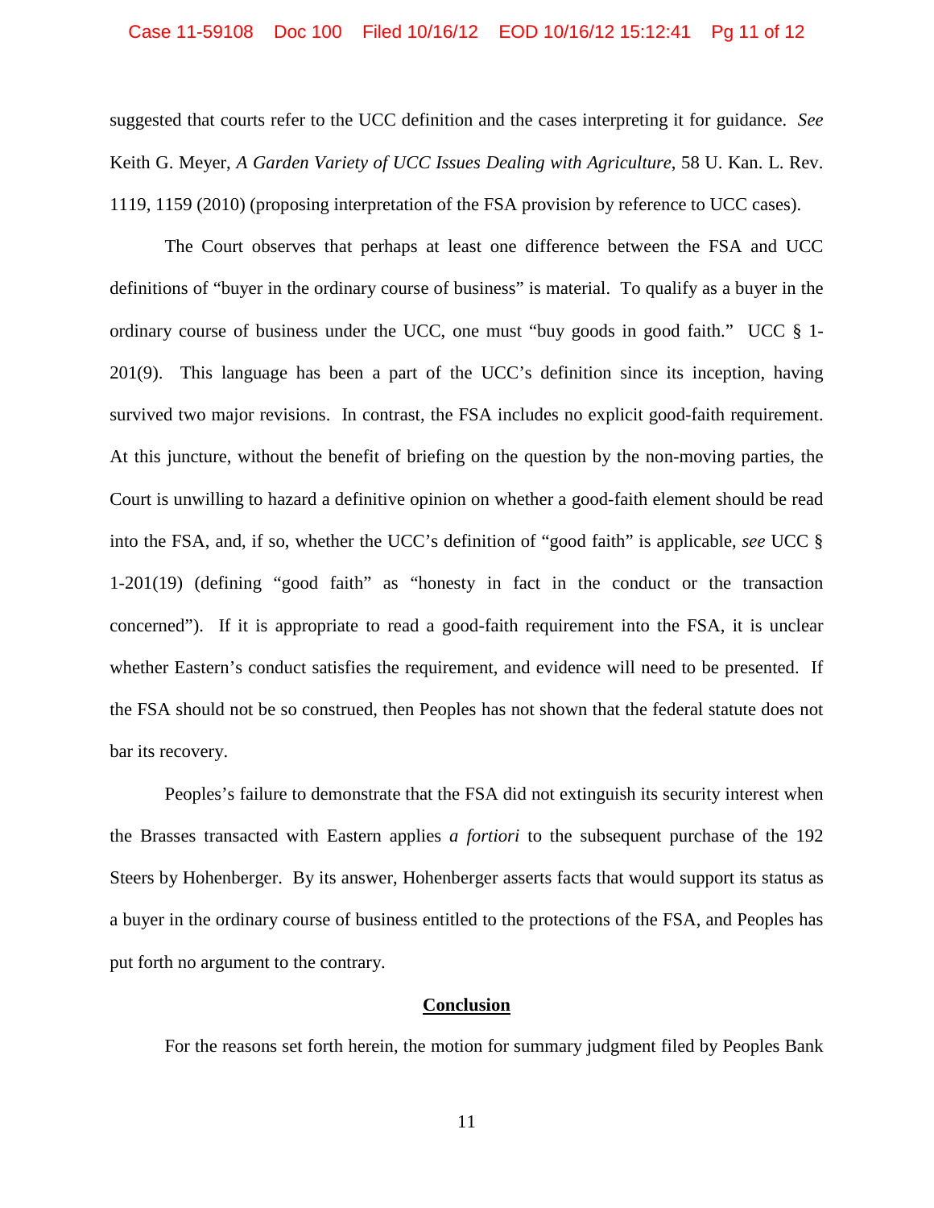suggested that courts refer to the UCC definition and the cases interpreting it for guidance. *See* Keith G. Meyer, *A Garden Variety of UCC Issues Dealing with Agriculture*, 58 U. Kan. L. Rev. 1119, 1159 (2010) (proposing interpretation of the FSA provision by reference to UCC cases).

The Court observes that perhaps at least one difference between the FSA and UCC definitions of "buyer in the ordinary course of business" is material. To qualify as a buyer in the ordinary course of business under the UCC, one must "buy goods in good faith." UCC § 1-201(9). This language has been a part of the UCC's definition since its inception, having survived two major revisions. In contrast, the FSA includes no explicit good-faith requirement. At this juncture, without the benefit of briefing on the question by the non-moving parties, the Court is unwilling to hazard a definitive opinion on whether a good-faith element should be read into the FSA, and, if so, whether the UCC's definition of "good faith" is applicable, *see* UCC § 1-201(19) (defining "good faith" as "honesty in fact in the conduct or the transaction concerned"). If it is appropriate to read a good-faith requirement into the FSA, it is unclear whether Eastern's conduct satisfies the requirement, and evidence will need to be presented. If the FSA should not be so construed, then Peoples has not shown that the federal statute does not bar its recovery.

Peoples's failure to demonstrate that the FSA did not extinguish its security interest when the Brasses transacted with Eastern applies *a fortiori* to the subsequent purchase of the 192 Steers by Hohenberger. By its answer, Hohenberger asserts facts that would support its status as a buyer in the ordinary course of business entitled to the protections of the FSA, and Peoples has put forth no argument to the contrary.

## Conclusion

For the reasons set forth herein, the motion for summary judgment filed by Peoples Bank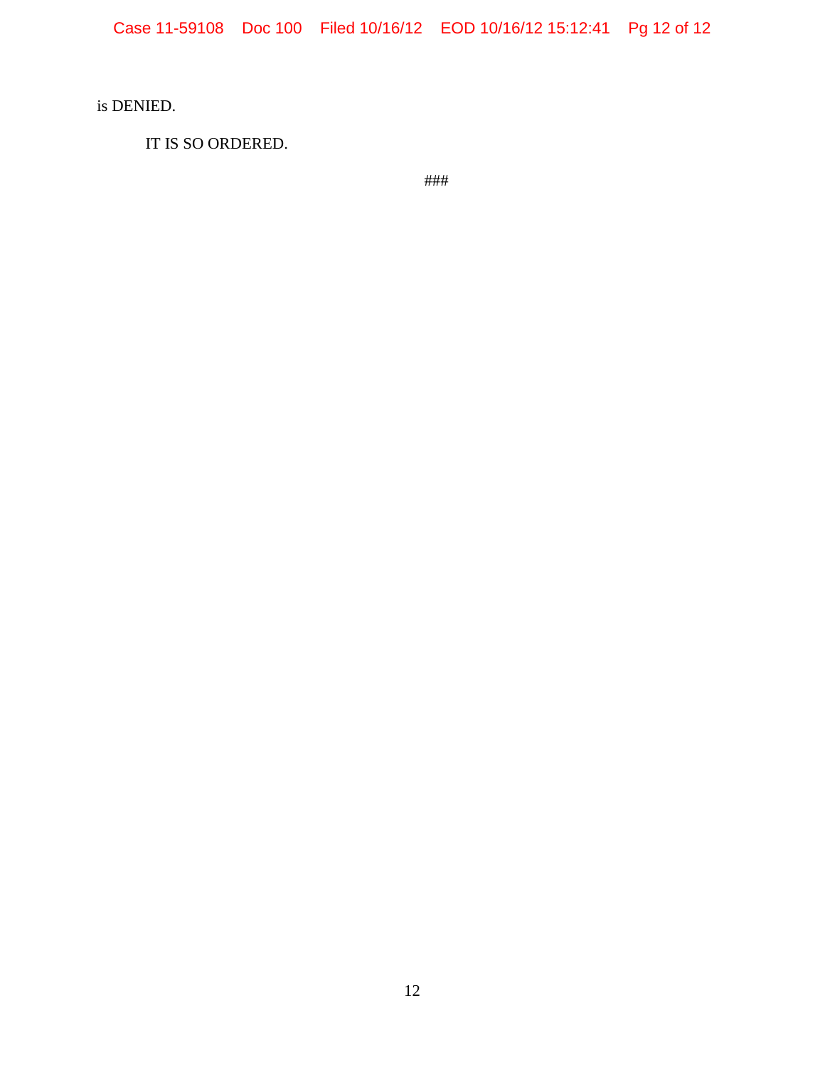is DENIED.

IT IS SO ORDERED.

###